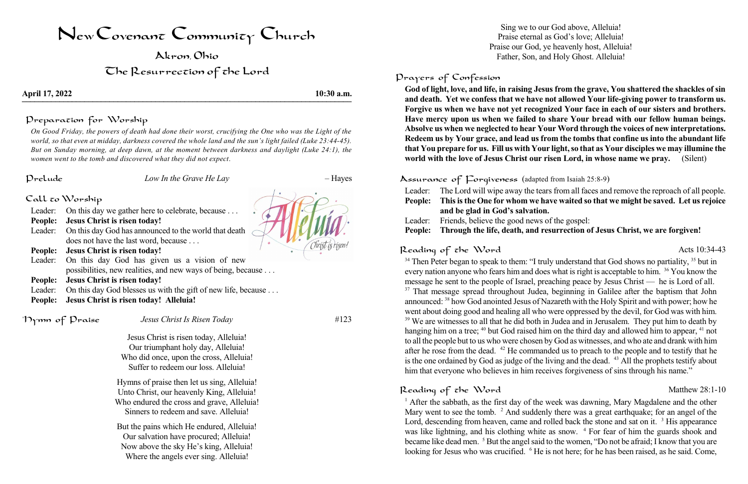# New Covenant Community Church

## Akron, Ohio

## The Resurrection of the Lord

**April 17, 2022** **10:30 a.m.**

### Preparation for Worship

*On Good Friday, the powers of death had done their worst, crucifying the One who was the Light of the world, so that even at midday, darkness covered the whole land and the sun's light failed (Luke 23:44-45). But on Sunday morning, at deep dawn, at the moment between darkness and daylight (Luke 24:1), the women went to the tomb and discovered what they did not expect.*

### Prelude

*Low In the Grave He Lay* – Hayes

### Call to Worship

Leader: On this day we gather here to celebrate, because . . .
**People: Jesus Christ is risen today!**
Leader: On this day God has announced to the world that death does not have the last word, because . . .
**People: Jesus Christ is risen today!**
Leader: On this day God has given us a vision of new possibilities, new realities, and new ways of being, because . . .
**People: Jesus Christ is risen today!**
Leader: On this day God blesses us with the gift of new life, because . . .
**People: Jesus Christ is risen today! Alleluia!**

### Hymn of Praise

*Jesus Christ Is Risen Today* #123

Jesus Christ is risen today, Alleluia!
Our triumphant holy day, Alleluia!
Who did once, upon the cross, Alleluia!
Suffer to redeem our loss. Alleluia!

Hymns of praise then let us sing, Alleluia!
Unto Christ, our heavenly King, Alleluia!
Who endured the cross and grave, Alleluia!
Sinners to redeem and save. Alleluia!

But the pains which He endured, Alleluia!
Our salvation have procured; Alleluia!
Now above the sky He's king, Alleluia!
Where the angels ever sing. Alleluia!

Sing we to our God above, Alleluia!
Praise eternal as God's love; Alleluia!
Praise our God, ye heavenly host, Alleluia!
Father, Son, and Holy Ghost. Alleluia!

### Prayers of Confession

**God of light, love, and life, in raising Jesus from the grave, You shattered the shackles of sin and death. Yet we confess that we have not allowed Your life-giving power to transform us. Forgive us when we have not yet recognized Your face in each of our sisters and brothers. Have mercy upon us when we failed to share Your bread with our fellow human beings. Absolve us when we neglected to hear Your Word through the voices of new interpretations. Redeem us by Your grace, and lead us from the tombs that confine us into the abundant life that You prepare for us. Fill us with Your light, so that as Your disciples we may illumine the world with the love of Jesus Christ our risen Lord, in whose name we pray.** (Silent)

### Assurance of Forgiveness (adapted from Isaiah 25:8-9)

Leader: The Lord will wipe away the tears from all faces and remove the reproach of all people.
**People: This is the One for whom we have waited so that we might be saved. Let us rejoice and be glad in God's salvation.**
Leader: Friends, believe the good news of the gospel:
**People: Through the life, death, and resurrection of Jesus Christ, we are forgiven!**

### Reading of the Word

Acts 10:34-43

[34] Then Peter began to speak to them: "I truly understand that God shows no partiality, [35] but in every nation anyone who fears him and does what is right is acceptable to him. [36] You know the message he sent to the people of Israel, preaching peace by Jesus Christ — he is Lord of all. [37] That message spread throughout Judea, beginning in Galilee after the baptism that John announced: [38] how God anointed Jesus of Nazareth with the Holy Spirit and with power; how he went about doing good and healing all who were oppressed by the devil, for God was with him. [39] We are witnesses to all that he did both in Judea and in Jerusalem. They put him to death by hanging him on a tree; [40] but God raised him on the third day and allowed him to appear, [41] not to all the people but to us who were chosen by God as witnesses, and who ate and drank with him after he rose from the dead. [42] He commanded us to preach to the people and to testify that he is the one ordained by God as judge of the living and the dead. [43] All the prophets testify about him that everyone who believes in him receives forgiveness of sins through his name."

### Reading of the Word

Matthew 28:1-10

[1] After the sabbath, as the first day of the week was dawning, Mary Magdalene and the other Mary went to see the tomb. [2] And suddenly there was a great earthquake; for an angel of the Lord, descending from heaven, came and rolled back the stone and sat on it. [3] His appearance was like lightning, and his clothing white as snow. [4] For fear of him the guards shook and became like dead men. [5] But the angel said to the women, "Do not be afraid; I know that you are looking for Jesus who was crucified. [6] He is not here; for he has been raised, as he said. Come,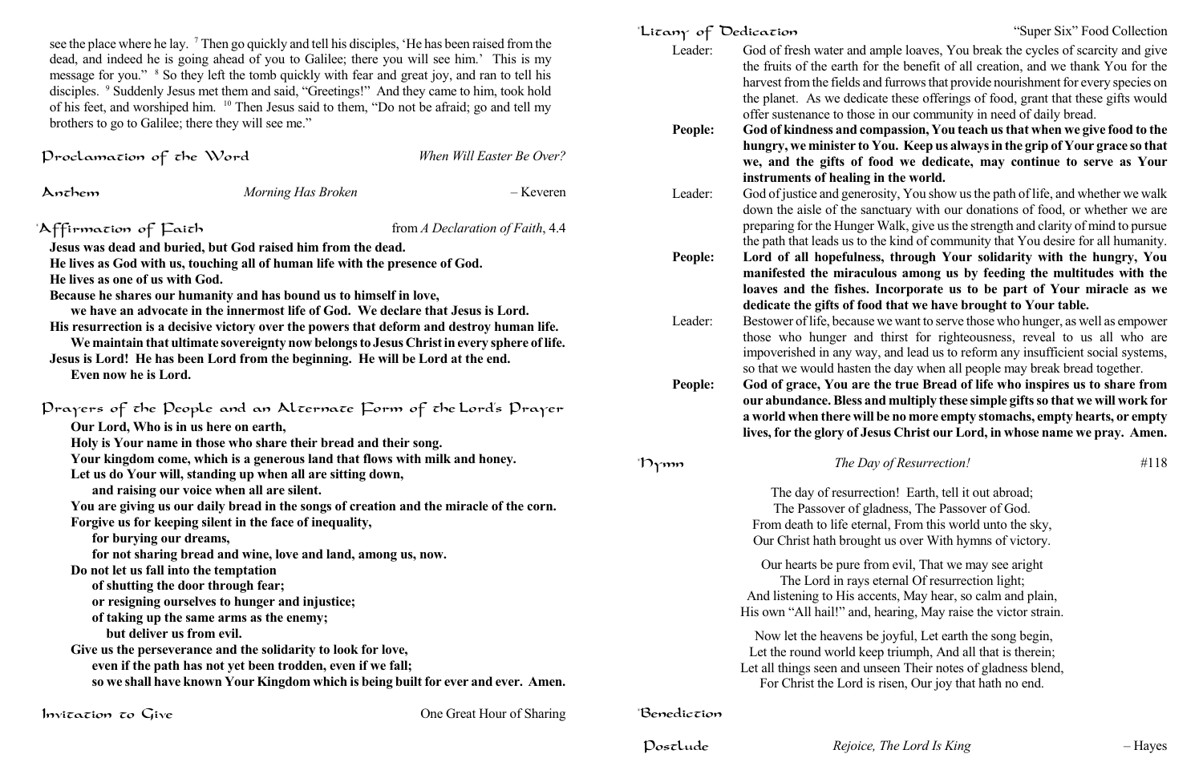see the place where he lay. [7] Then go quickly and tell his disciples, 'He has been raised from the dead, and indeed he is going ahead of you to Galilee; there you will see him.' This is my message for you." [8] So they left the tomb quickly with fear and great joy, and ran to tell his disciples. [9] Suddenly Jesus met them and said, "Greetings!" And they came to him, took hold of his feet, and worshiped him. [10] Then Jesus said to them, "Do not be afraid; go and tell my brothers to go to Galilee; there they will see me."

## Proclamation of the Word — *When Will Easter Be Over?*

## Anthem — *Morning Has Broken* – Keveren

## *Affirmation of Faith — from *A Declaration of Faith*, 4.4

**Jesus was dead and buried, but God raised him from the dead.**
**He lives as God with us, touching all of human life with the presence of God.**
**He lives as one of us with God.**
**Because he shares our humanity and has bound us to himself in love,**
**we have an advocate in the innermost life of God. We declare that Jesus is Lord.**
**His resurrection is a decisive victory over the powers that deform and destroy human life.**
**We maintain that ultimate sovereignty now belongs to Jesus Christ in every sphere of life.**
**Jesus is Lord! He has been Lord from the beginning. He will be Lord at the end.**
**Even now he is Lord.**

## Prayers of the People and an Alternate Form of the Lord's Prayer

**Our Lord, Who is in us here on earth,**
**Holy is Your name in those who share their bread and their song.**
**Your kingdom come, which is a generous land that flows with milk and honey.**
**Let us do Your will, standing up when all are sitting down,**
**and raising our voice when all are silent.**
**You are giving us our daily bread in the songs of creation and the miracle of the corn.**
**Forgive us for keeping silent in the face of inequality,**
**for burying our dreams,**
**for not sharing bread and wine, love and land, among us, now.**
**Do not let us fall into the temptation**
**of shutting the door through fear;**
**or resigning ourselves to hunger and injustice;**
**of taking up the same arms as the enemy;**
**but deliver us from evil.**
**Give us the perseverance and the solidarity to look for love,**
**even if the path has not yet been trodden, even if we fall;**
**so we shall have known Your Kingdom which is being built for ever and ever. Amen.**

## Invitation to Give — One Great Hour of Sharing

## *Litany of Dedication — "Super Six" Food Collection

Leader: God of fresh water and ample loaves, You break the cycles of scarcity and give the fruits of the earth for the benefit of all creation, and we thank You for the harvest from the fields and furrows that provide nourishment for every species on the planet. As we dedicate these offerings of food, grant that these gifts would offer sustenance to those in our community in need of daily bread.

**People: God of kindness and compassion, You teach us that when we give food to the hungry, we minister to You. Keep us always in the grip of Your grace so that we, and the gifts of food we dedicate, may continue to serve as Your instruments of healing in the world.**

Leader: God of justice and generosity, You show us the path of life, and whether we walk down the aisle of the sanctuary with our donations of food, or whether we are preparing for the Hunger Walk, give us the strength and clarity of mind to pursue the path that leads us to the kind of community that You desire for all humanity.

**People: Lord of all hopefulness, through Your solidarity with the hungry, You manifested the miraculous among us by feeding the multitudes with the loaves and the fishes. Incorporate us to be part of Your miracle as we dedicate the gifts of food that we have brought to Your table.**

Leader: Bestower of life, because we want to serve those who hunger, as well as empower those who hunger and thirst for righteousness, reveal to us all who are impoverished in any way, and lead us to reform any insufficient social systems, so that we would hasten the day when all people may break bread together.

**People: God of grace, You are the true Bread of life who inspires us to share from our abundance. Bless and multiply these simple gifts so that we will work for a world when there will be no more empty stomachs, empty hearts, or empty lives, for the glory of Jesus Christ our Lord, in whose name we pray. Amen.**

## *Hymn — *The Day of Resurrection!* #118

The day of resurrection! Earth, tell it out abroad;
The Passover of gladness, The Passover of God.
From death to life eternal, From this world unto the sky,
Our Christ hath brought us over With hymns of victory.

Our hearts be pure from evil, That we may see aright
The Lord in rays eternal Of resurrection light;
And listening to His accents, May hear, so calm and plain,
His own "All hail!" and, hearing, May raise the victor strain.

Now let the heavens be joyful, Let earth the song begin,
Let the round world keep triumph, And all that is therein;
Let all things seen and unseen Their notes of gladness blend,
For Christ the Lord is risen, Our joy that hath no end.

## *Benediction

## Postlude — *Rejoice, The Lord Is King* – Hayes